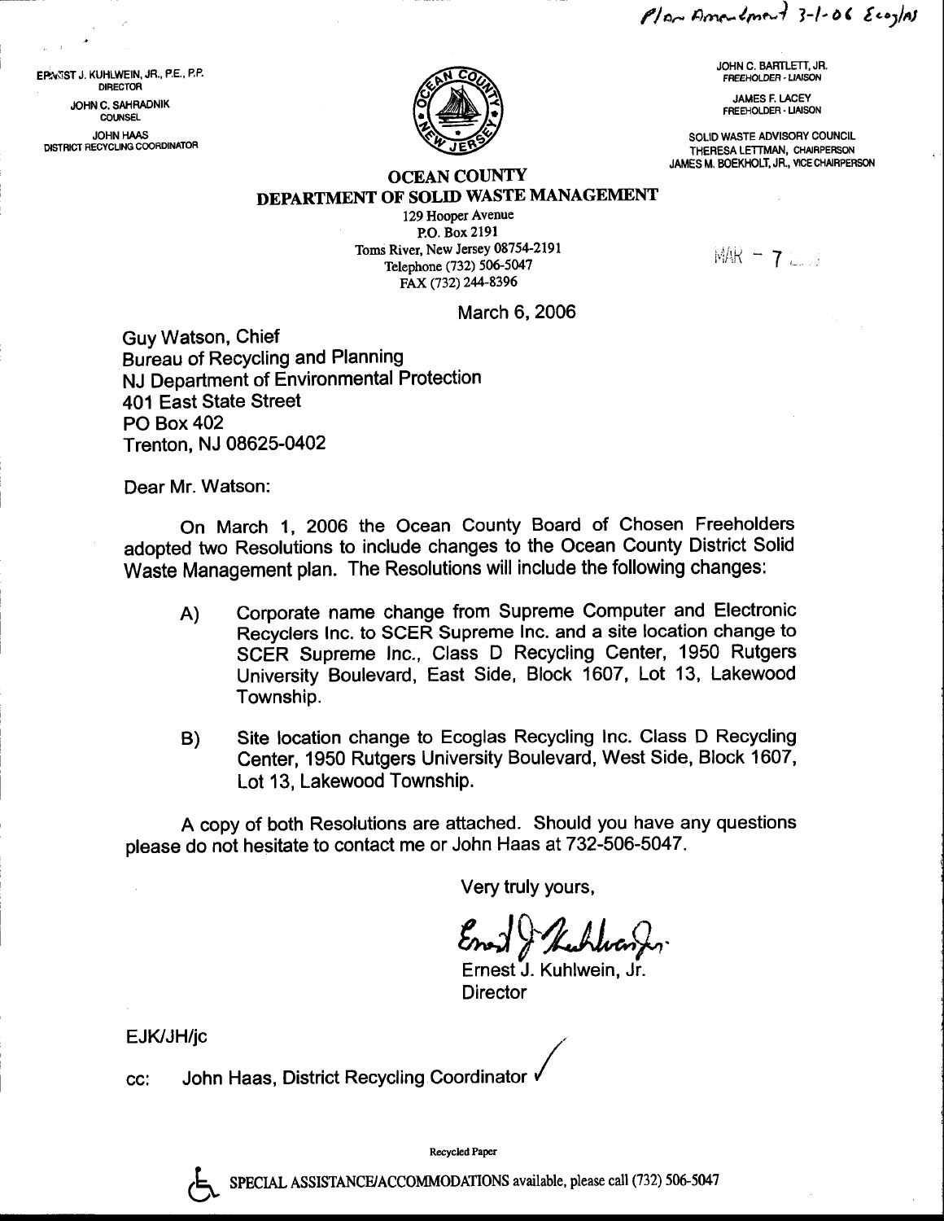Plan Amendment 3-1-06 Ecoglas

ERNEST J. KUHLWEIN, JR., P.E., P.P.
DIRECTOR

JOHN C. SAHRADNIK
COUNSEL

JOHN HAAS
DISTRICT RECYCLING COORDINATOR

JOHN C. BARTLETT, JR.
FREEHOLDER - LIAISON

JAMES F. LACEY
FREEHOLDER - LIAISON

SOLID WASTE ADVISORY COUNCIL
THERESA LETTMAN, CHAIRPERSON
JAMES M. BOEKHOLT, JR., VICE CHAIRPERSON

# OCEAN COUNTY
## DEPARTMENT OF SOLID WASTE MANAGEMENT

129 Hooper Avenue
P.O. Box 2191
Toms River, New Jersey 08754-2191
Telephone (732) 506-5047
FAX (732) 244-8396

MAR - 7

March 6, 2006

Guy Watson, Chief
Bureau of Recycling and Planning
NJ Department of Environmental Protection
401 East State Street
PO Box 402
Trenton, NJ 08625-0402

Dear Mr. Watson:

On March 1, 2006 the Ocean County Board of Chosen Freeholders adopted two Resolutions to include changes to the Ocean County District Solid Waste Management plan. The Resolutions will include the following changes:

A) Corporate name change from Supreme Computer and Electronic Recyclers Inc. to SCER Supreme Inc. and a site location change to SCER Supreme Inc., Class D Recycling Center, 1950 Rutgers University Boulevard, East Side, Block 1607, Lot 13, Lakewood Township.

B) Site location change to Ecoglas Recycling Inc. Class D Recycling Center, 1950 Rutgers University Boulevard, West Side, Block 1607, Lot 13, Lakewood Township.

A copy of both Resolutions are attached. Should you have any questions please do not hesitate to contact me or John Haas at 732-506-5047.

Very truly yours,

Ernest J. Kuhlwein, Jr.
Director

EJK/JH/jc

cc: John Haas, District Recycling Coordinator ✓

Recycled Paper

SPECIAL ASSISTANCE/ACCOMMODATIONS available, please call (732) 506-5047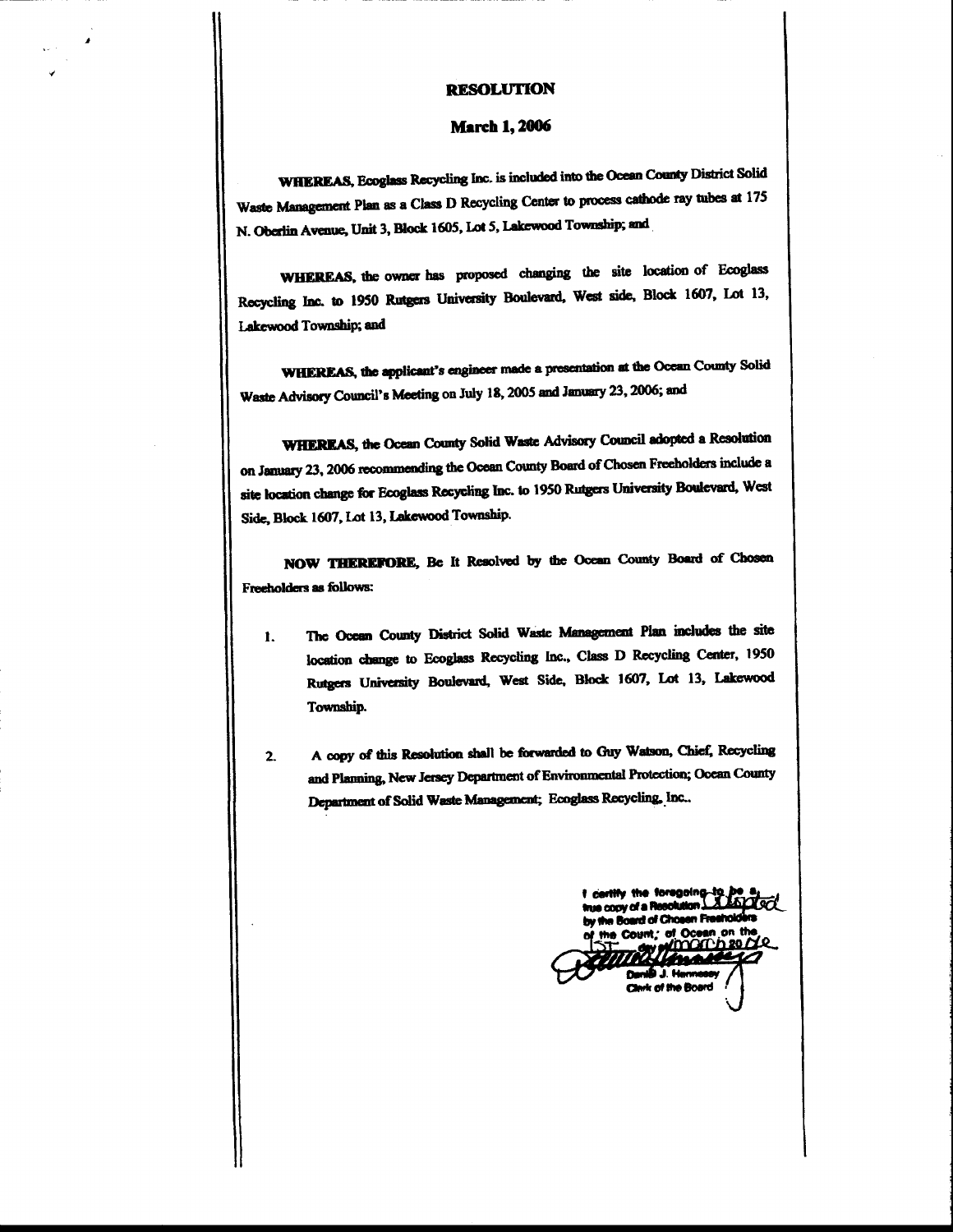# RESOLUTION

## March 1, 2006

**WHEREAS,** Ecoglass Recycling Inc. is included into the Ocean County District Solid Waste Management Plan as a Class D Recycling Center to process cathode ray tubes at 175 N. Oberlin Avenue, Unit 3, Block 1605, Lot 5, Lakewood Township; and

**WHEREAS,** the owner has proposed changing the site location of Ecoglass Recycling Inc. to 1950 Rutgers University Boulevard, West side, Block 1607, Lot 13, Lakewood Township; and

**WHEREAS,** the applicant's engineer made a presentation at the Ocean County Solid Waste Advisory Council's Meeting on July 18, 2005 and January 23, 2006; and

**WHEREAS,** the Ocean County Solid Waste Advisory Council adopted a Resolution on January 23, 2006 recommending the Ocean County Board of Chosen Freeholders include a site location change for Ecoglass Recycling Inc. to 1950 Rutgers University Boulevard, West Side, Block 1607, Lot 13, Lakewood Township.

**NOW THEREFORE,** Be It Resolved by the Ocean County Board of Chosen Freeholders as follows:

1. The Ocean County District Solid Waste Management Plan includes the site location change to Ecoglass Recycling Inc., Class D Recycling Center, 1950 Rutgers University Boulevard, West Side, Block 1607, Lot 13, Lakewood Township.

2. A copy of this Resolution shall be forwarded to Guy Watson, Chief, Recycling and Planning, New Jersey Department of Environmental Protection; Ocean County Department of Solid Waste Management; Ecoglass Recycling, Inc..

I certify the foregoing to be a true copy of a Resolution adopted by the Board of Chosen Freeholders of the County of Ocean on the 1st day of March 2006

Daniel J. Hennessy
Clerk of the Board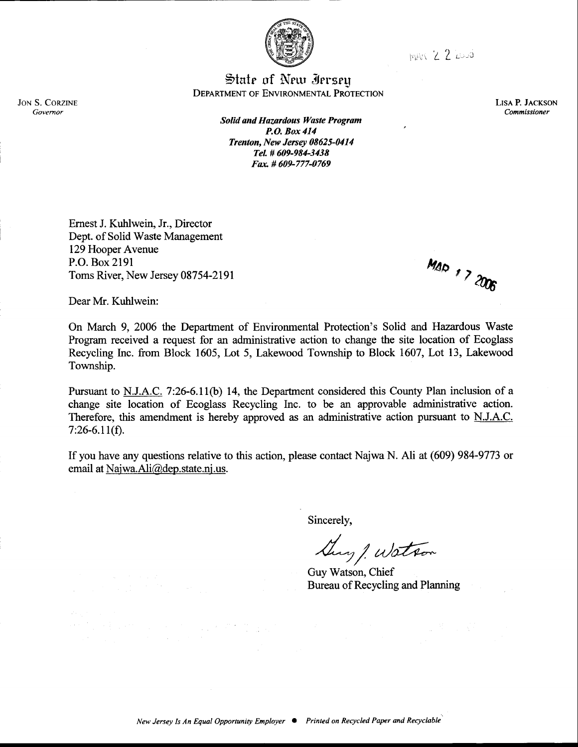MAR 2 2 2006

# State of New Jersey

DEPARTMENT OF ENVIRONMENTAL PROTECTION

JON S. CORZINE
*Governor*

LISA P. JACKSON
*Commissioner*

***Solid and Hazardous Waste Program***
***P.O. Box 414***
***Trenton, New Jersey 08625-0414***
***Tel. # 609-984-3438***
***Fax. # 609-777-0769***

Ernest J. Kuhlwein, Jr., Director
Dept. of Solid Waste Management
129 Hooper Avenue
P.O. Box 2191
Toms River, New Jersey 08754-2191

MAR 17 2006

Dear Mr. Kuhlwein:

On March 9, 2006 the Department of Environmental Protection's Solid and Hazardous Waste Program received a request for an administrative action to change the site location of Ecoglass Recycling Inc. from Block 1605, Lot 5, Lakewood Township to Block 1607, Lot 13, Lakewood Township.

Pursuant to N.J.A.C. 7:26-6.11(b) 14, the Department considered this County Plan inclusion of a change site location of Ecoglass Recycling Inc. to be an approvable administrative action. Therefore, this amendment is hereby approved as an administrative action pursuant to N.J.A.C. 7:26-6.11(f).

If you have any questions relative to this action, please contact Najwa N. Ali at (609) 984-9773 or email at Najwa.Ali@dep.state.nj.us.

Sincerely,

Guy J. Watson

Guy Watson, Chief
Bureau of Recycling and Planning

*New Jersey Is An Equal Opportunity Employer • Printed on Recycled Paper and Recyclable*